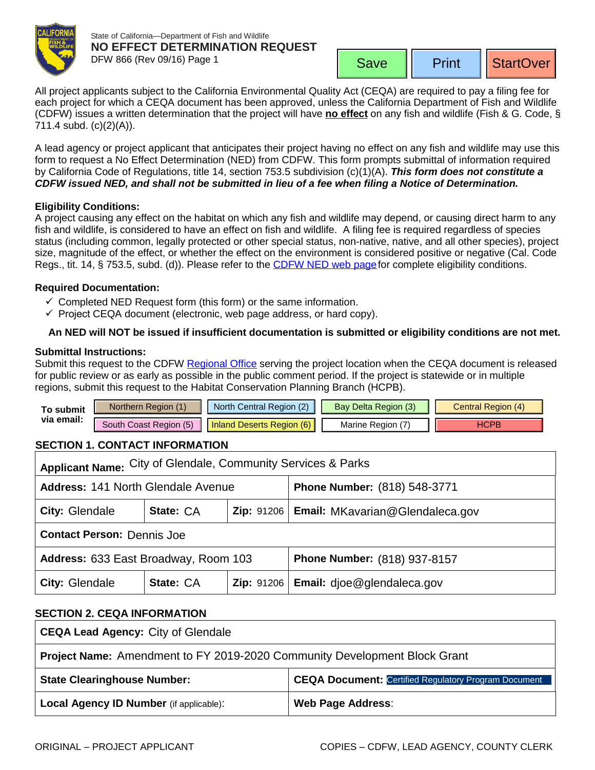State of California—Department of Fish and Wildlife

# NO EFFECT DETERMINATION REQUEST

DFW 866 (Rev 09/16) Page 1

Save | Print | StartOver

All project applicants subject to the California Environmental Quality Act (CEQA) are required to pay a filing fee for each project for which a CEQA document has been approved, unless the California Department of Fish and Wildlife (CDFW) issues a written determination that the project will have **no effect** on any fish and wildlife (Fish & G. Code, § 711.4 subd. (c)(2)(A)).

A lead agency or project applicant that anticipates their project having no effect on any fish and wildlife may use this form to request a No Effect Determination (NED) from CDFW. This form prompts submittal of information required by California Code of Regulations, title 14, section 753.5 subdivision (c)(1)(A). ***This form does not constitute a CDFW issued NED, and shall not be submitted in lieu of a fee when filing a Notice of Determination.***

**Eligibility Conditions:**
A project causing any effect on the habitat on which any fish and wildlife may depend, or causing direct harm to any fish and wildlife, is considered to have an effect on fish and wildlife. A filing fee is required regardless of species status (including common, legally protected or other special status, non-native, native, and all other species), project size, magnitude of the effect, or whether the effect on the environment is considered positive or negative (Cal. Code Regs., tit. 14, § 753.5, subd. (d)). Please refer to the CDFW NED web page for complete eligibility conditions.

**Required Documentation:**

- ✓ Completed NED Request form (this form) or the same information.
- ✓ Project CEQA document (electronic, web page address, or hard copy).

**An NED will NOT be issued if insufficient documentation is submitted or eligibility conditions are not met.**

**Submittal Instructions:**
Submit this request to the CDFW Regional Office serving the project location when the CEQA document is released for public review or as early as possible in the public comment period. If the project is statewide or in multiple regions, submit this request to the Habitat Conservation Planning Branch (HCPB).

| To submit via email: | Northern Region (1) | North Central Region (2) | Bay Delta Region (3) | Central Region (4) |
|---|---|---|---|---|
| | South Coast Region (5) | Inland Deserts Region (6) | Marine Region (7) | HCPB |

## SECTION 1. CONTACT INFORMATION

| | | | |
|---|---|---|---|
| **Applicant Name:** City of Glendale, Community Services & Parks | | | |
| **Address:** 141 North Glendale Avenue | | | **Phone Number:** (818) 548-3771 |
| **City:** Glendale | **State:** CA | **Zip:** 91206 | **Email:** MKavarian@Glendaleca.gov |
| **Contact Person:** Dennis Joe | | | |
| **Address:** 633 East Broadway, Room 103 | | | **Phone Number:** (818) 937-8157 |
| **City:** Glendale | **State:** CA | **Zip:** 91206 | **Email:** djoe@glendaleca.gov |

## SECTION 2. CEQA INFORMATION

| | |
|---|---|
| **CEQA Lead Agency:** City of Glendale | |
| **Project Name:** Amendment to FY 2019-2020 Community Development Block Grant | |
| **State Clearinghouse Number:** | **CEQA Document:** Certified Regulatory Program Document |
| **Local Agency ID Number** (if applicable): | **Web Page Address**: |

ORIGINAL – PROJECT APPLICANT    COPIES – CDFW, LEAD AGENCY, COUNTY CLERK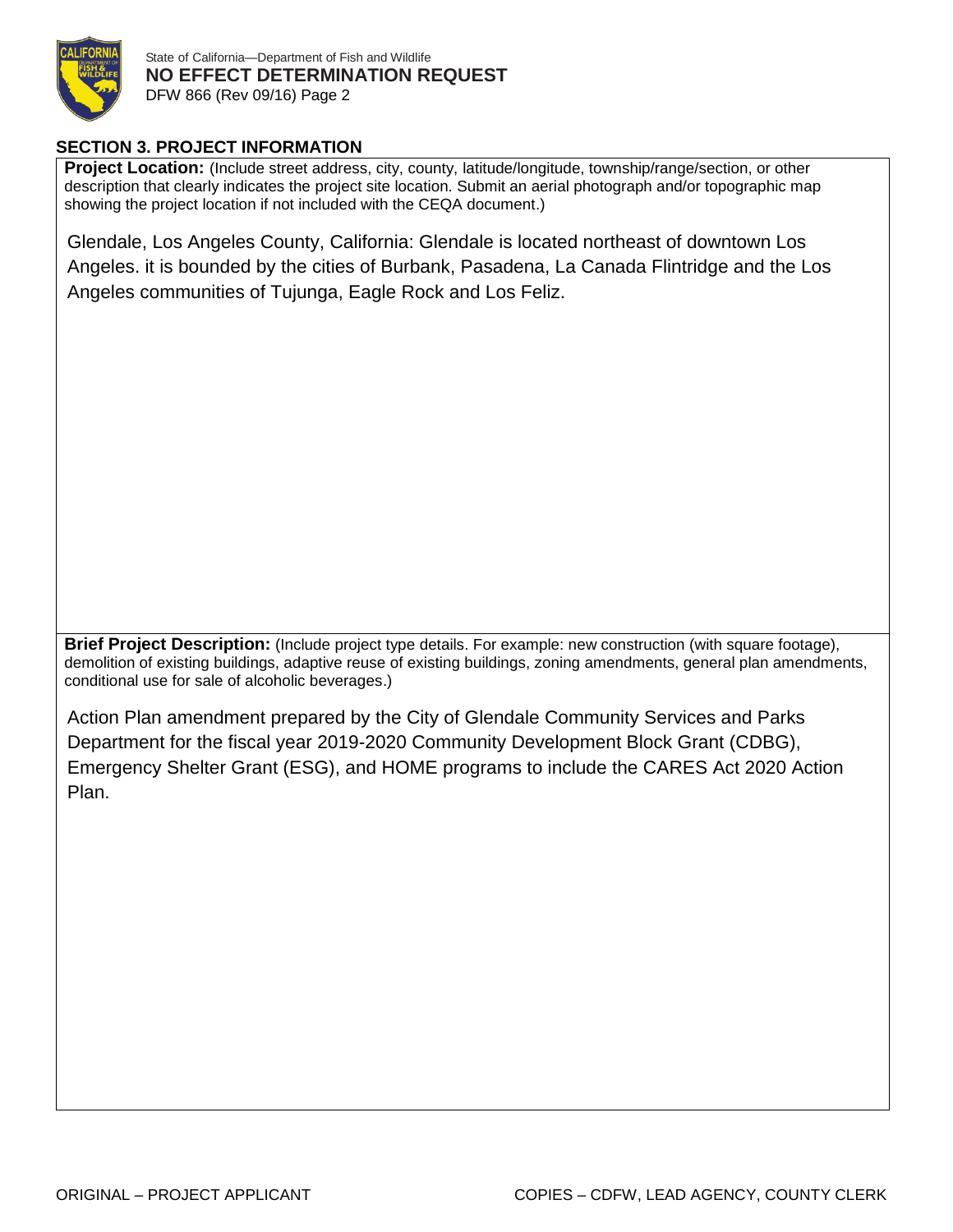State of California—Department of Fish and Wildlife
**NO EFFECT DETERMINATION REQUEST**
DFW 866 (Rev 09/16) Page 2

## SECTION 3. PROJECT INFORMATION

**Project Location:** (Include street address, city, county, latitude/longitude, township/range/section, or other description that clearly indicates the project site location. Submit an aerial photograph and/or topographic map showing the project location if not included with the CEQA document.)

Glendale, Los Angeles County, California: Glendale is located northeast of downtown Los Angeles. it is bounded by the cities of Burbank, Pasadena, La Canada Flintridge and the Los Angeles communities of Tujunga, Eagle Rock and Los Feliz.

**Brief Project Description:** (Include project type details. For example: new construction (with square footage), demolition of existing buildings, adaptive reuse of existing buildings, zoning amendments, general plan amendments, conditional use for sale of alcoholic beverages.)

Action Plan amendment prepared by the City of Glendale Community Services and Parks Department for the fiscal year 2019-2020 Community Development Block Grant (CDBG), Emergency Shelter Grant (ESG), and HOME programs to include the CARES Act 2020 Action Plan.

ORIGINAL – PROJECT APPLICANT COPIES – CDFW, LEAD AGENCY, COUNTY CLERK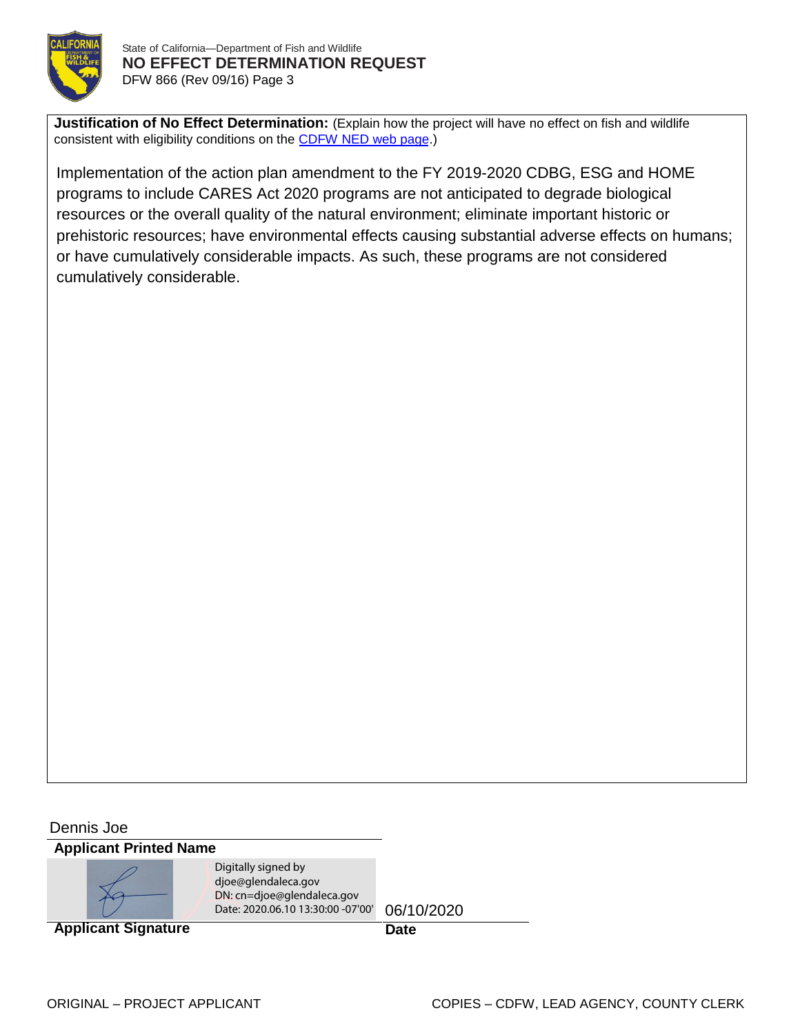State of California—Department of Fish and Wildlife

**NO EFFECT DETERMINATION REQUEST**

DFW 866 (Rev 09/16) Page 3

**Justification of No Effect Determination:** (Explain how the project will have no effect on fish and wildlife consistent with eligibility conditions on the CDFW NED web page.)

Implementation of the action plan amendment to the FY 2019-2020 CDBG, ESG and HOME programs to include CARES Act 2020 programs are not anticipated to degrade biological resources or the overall quality of the natural environment; eliminate important historic or prehistoric resources; have environmental effects causing substantial adverse effects on humans; or have cumulatively considerable impacts. As such, these programs are not considered cumulatively considerable.

Dennis Joe

**Applicant Printed Name**

Digitally signed by djoe@glendaleca.gov
DN: cn=djoe@glendaleca.gov
Date: 2020.06.10 13:30:00 -07'00'

**Applicant Signature**

06/10/2020

**Date**

ORIGINAL – PROJECT APPLICANT

COPIES – CDFW, LEAD AGENCY, COUNTY CLERK